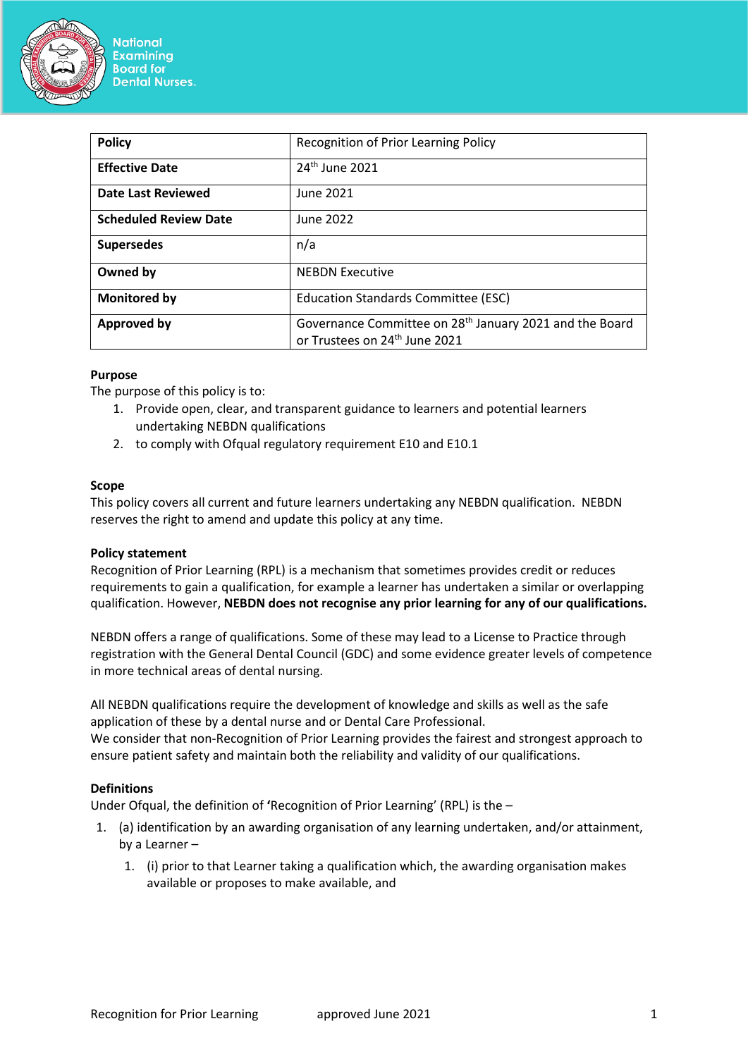National Examining Board for Dental Nurses.

| Policy | Recognition of Prior Learning Policy |
|---|---|
| **Effective Date** | 24th June 2021 |
| **Date Last Reviewed** | June 2021 |
| **Scheduled Review Date** | June 2022 |
| **Supersedes** | n/a |
| **Owned by** | NEBDN Executive |
| **Monitored by** | Education Standards Committee (ESC) |
| **Approved by** | Governance Committee on 28th January 2021 and the Board or Trustees on 24th June 2021 |

**Purpose**

The purpose of this policy is to:

1. Provide open, clear, and transparent guidance to learners and potential learners undertaking NEBDN qualifications
2. to comply with Ofqual regulatory requirement E10 and E10.1

**Scope**

This policy covers all current and future learners undertaking any NEBDN qualification. NEBDN reserves the right to amend and update this policy at any time.

**Policy statement**

Recognition of Prior Learning (RPL) is a mechanism that sometimes provides credit or reduces requirements to gain a qualification, for example a learner has undertaken a similar or overlapping qualification. However, **NEBDN does not recognise any prior learning for any of our qualifications.**

NEBDN offers a range of qualifications. Some of these may lead to a License to Practice through registration with the General Dental Council (GDC) and some evidence greater levels of competence in more technical areas of dental nursing.

All NEBDN qualifications require the development of knowledge and skills as well as the safe application of these by a dental nurse and or Dental Care Professional.
We consider that non-Recognition of Prior Learning provides the fairest and strongest approach to ensure patient safety and maintain both the reliability and validity of our qualifications.

**Definitions**

Under Ofqual, the definition of **'**Recognition of Prior Learning' (RPL) is the –

1. (a) identification by an awarding organisation of any learning undertaken, and/or attainment, by a Learner –
    1. (i) prior to that Learner taking a qualification which, the awarding organisation makes available or proposes to make available, and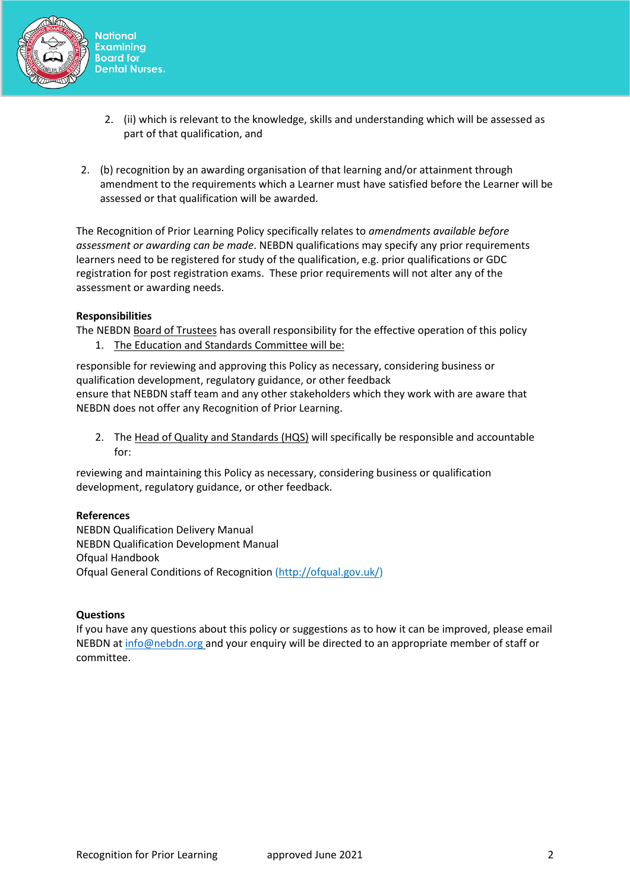2. (ii) which is relevant to the knowledge, skills and understanding which will be assessed as part of that qualification, and

2. (b) recognition by an awarding organisation of that learning and/or attainment through amendment to the requirements which a Learner must have satisfied before the Learner will be assessed or that qualification will be awarded.

The Recognition of Prior Learning Policy specifically relates to *amendments available before assessment or awarding can be made*. NEBDN qualifications may specify any prior requirements learners need to be registered for study of the qualification, e.g. prior qualifications or GDC registration for post registration exams. These prior requirements will not alter any of the assessment or awarding needs.

**Responsibilities**

The NEBDN Board of Trustees has overall responsibility for the effective operation of this policy

1. The Education and Standards Committee will be:

responsible for reviewing and approving this Policy as necessary, considering business or qualification development, regulatory guidance, or other feedback

ensure that NEBDN staff team and any other stakeholders which they work with are aware that NEBDN does not offer any Recognition of Prior Learning.

2. The Head of Quality and Standards (HQS) will specifically be responsible and accountable for:

reviewing and maintaining this Policy as necessary, considering business or qualification development, regulatory guidance, or other feedback.

**References**

NEBDN Qualification Delivery Manual
NEBDN Qualification Development Manual
Ofqual Handbook
Ofqual General Conditions of Recognition (http://ofqual.gov.uk/)

**Questions**

If you have any questions about this policy or suggestions as to how it can be improved, please email NEBDN at info@nebdn.org and your enquiry will be directed to an appropriate member of staff or committee.